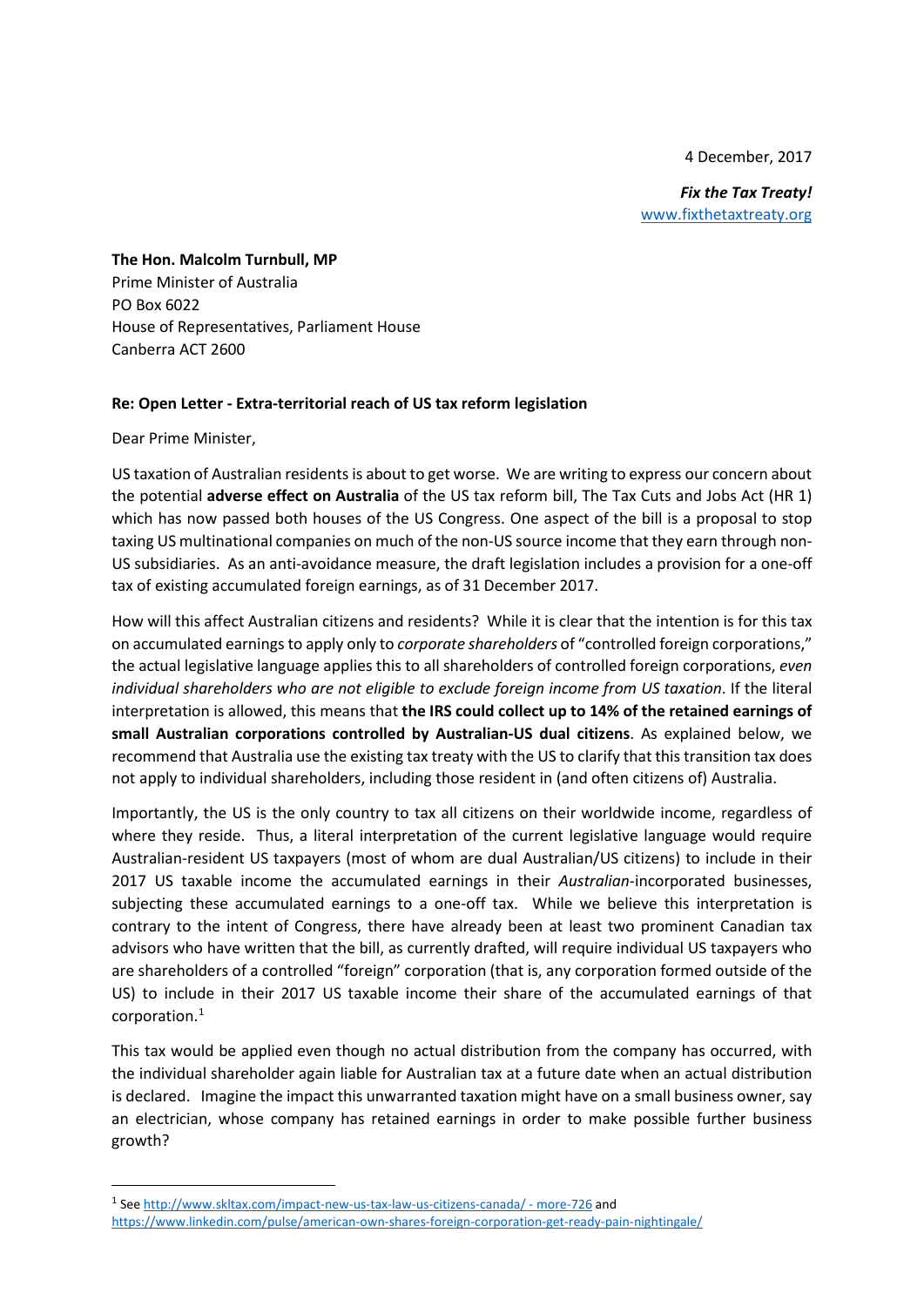4 December, 2017

***Fix the Tax Treaty!***
www.fixthetaxtreaty.org

**The Hon. Malcolm Turnbull, MP**
Prime Minister of Australia
PO Box 6022
House of Representatives, Parliament House
Canberra ACT 2600

**Re: Open Letter - Extra-territorial reach of US tax reform legislation**

Dear Prime Minister,

US taxation of Australian residents is about to get worse. We are writing to express our concern about the potential **adverse effect on Australia** of the US tax reform bill, The Tax Cuts and Jobs Act (HR 1) which has now passed both houses of the US Congress. One aspect of the bill is a proposal to stop taxing US multinational companies on much of the non-US source income that they earn through non-US subsidiaries. As an anti-avoidance measure, the draft legislation includes a provision for a one-off tax of existing accumulated foreign earnings, as of 31 December 2017.

How will this affect Australian citizens and residents? While it is clear that the intention is for this tax on accumulated earnings to apply only to *corporate shareholders* of "controlled foreign corporations," the actual legislative language applies this to all shareholders of controlled foreign corporations, *even individual shareholders who are not eligible to exclude foreign income from US taxation*. If the literal interpretation is allowed, this means that **the IRS could collect up to 14% of the retained earnings of small Australian corporations controlled by Australian-US dual citizens**. As explained below, we recommend that Australia use the existing tax treaty with the US to clarify that this transition tax does not apply to individual shareholders, including those resident in (and often citizens of) Australia.

Importantly, the US is the only country to tax all citizens on their worldwide income, regardless of where they reside. Thus, a literal interpretation of the current legislative language would require Australian-resident US taxpayers (most of whom are dual Australian/US citizens) to include in their 2017 US taxable income the accumulated earnings in their *Australian*-incorporated businesses, subjecting these accumulated earnings to a one-off tax. While we believe this interpretation is contrary to the intent of Congress, there have already been at least two prominent Canadian tax advisors who have written that the bill, as currently drafted, will require individual US taxpayers who are shareholders of a controlled "foreign" corporation (that is, any corporation formed outside of the US) to include in their 2017 US taxable income their share of the accumulated earnings of that corporation.[1]

This tax would be applied even though no actual distribution from the company has occurred, with the individual shareholder again liable for Australian tax at a future date when an actual distribution is declared. Imagine the impact this unwarranted taxation might have on a small business owner, say an electrician, whose company has retained earnings in order to make possible further business growth?

[1] See http://www.skltax.com/impact-new-us-tax-law-us-citizens-canada/ - more-726 and https://www.linkedin.com/pulse/american-own-shares-foreign-corporation-get-ready-pain-nightingale/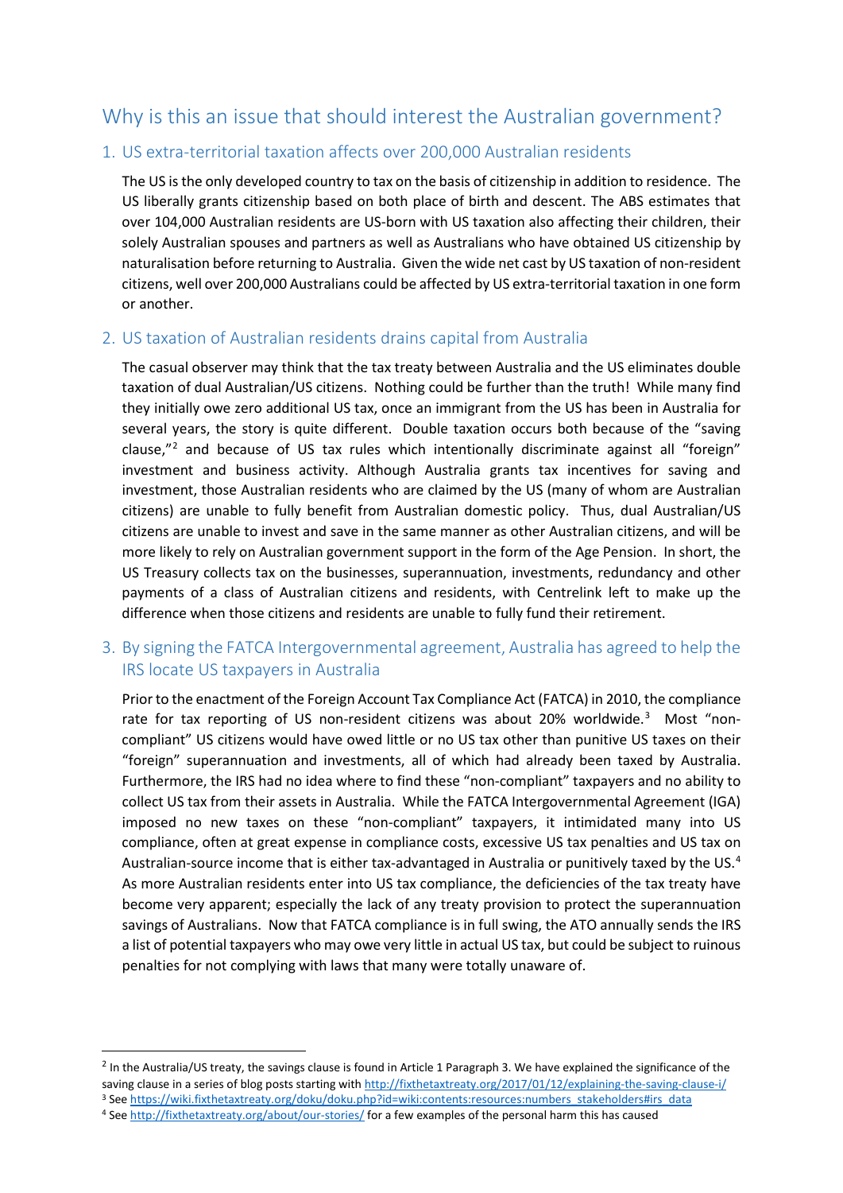## Why is this an issue that should interest the Australian government?

### 1. US extra-territorial taxation affects over 200,000 Australian residents

The US is the only developed country to tax on the basis of citizenship in addition to residence. The US liberally grants citizenship based on both place of birth and descent. The ABS estimates that over 104,000 Australian residents are US-born with US taxation also affecting their children, their solely Australian spouses and partners as well as Australians who have obtained US citizenship by naturalisation before returning to Australia. Given the wide net cast by US taxation of non-resident citizens, well over 200,000 Australians could be affected by US extra-territorial taxation in one form or another.

### 2. US taxation of Australian residents drains capital from Australia

The casual observer may think that the tax treaty between Australia and the US eliminates double taxation of dual Australian/US citizens. Nothing could be further than the truth! While many find they initially owe zero additional US tax, once an immigrant from the US has been in Australia for several years, the story is quite different. Double taxation occurs both because of the "saving clause,"[2] and because of US tax rules which intentionally discriminate against all "foreign" investment and business activity. Although Australia grants tax incentives for saving and investment, those Australian residents who are claimed by the US (many of whom are Australian citizens) are unable to fully benefit from Australian domestic policy. Thus, dual Australian/US citizens are unable to invest and save in the same manner as other Australian citizens, and will be more likely to rely on Australian government support in the form of the Age Pension. In short, the US Treasury collects tax on the businesses, superannuation, investments, redundancy and other payments of a class of Australian citizens and residents, with Centrelink left to make up the difference when those citizens and residents are unable to fully fund their retirement.

### 3. By signing the FATCA Intergovernmental agreement, Australia has agreed to help the IRS locate US taxpayers in Australia

Prior to the enactment of the Foreign Account Tax Compliance Act (FATCA) in 2010, the compliance rate for tax reporting of US non-resident citizens was about 20% worldwide.[3] Most "non-compliant" US citizens would have owed little or no US tax other than punitive US taxes on their "foreign" superannuation and investments, all of which had already been taxed by Australia. Furthermore, the IRS had no idea where to find these "non-compliant" taxpayers and no ability to collect US tax from their assets in Australia. While the FATCA Intergovernmental Agreement (IGA) imposed no new taxes on these "non-compliant" taxpayers, it intimidated many into US compliance, often at great expense in compliance costs, excessive US tax penalties and US tax on Australian-source income that is either tax-advantaged in Australia or punitively taxed by the US.[4] As more Australian residents enter into US tax compliance, the deficiencies of the tax treaty have become very apparent; especially the lack of any treaty provision to protect the superannuation savings of Australians. Now that FATCA compliance is in full swing, the ATO annually sends the IRS a list of potential taxpayers who may owe very little in actual US tax, but could be subject to ruinous penalties for not complying with laws that many were totally unaware of.

---

[2] In the Australia/US treaty, the savings clause is found in Article 1 Paragraph 3. We have explained the significance of the saving clause in a series of blog posts starting with http://fixthetaxtreaty.org/2017/01/12/explaining-the-saving-clause-i/

[3] See https://wiki.fixthetaxtreaty.org/doku/doku.php?id=wiki:contents:resources:numbers_stakeholders#irs_data

[4] See http://fixthetaxtreaty.org/about/our-stories/ for a few examples of the personal harm this has caused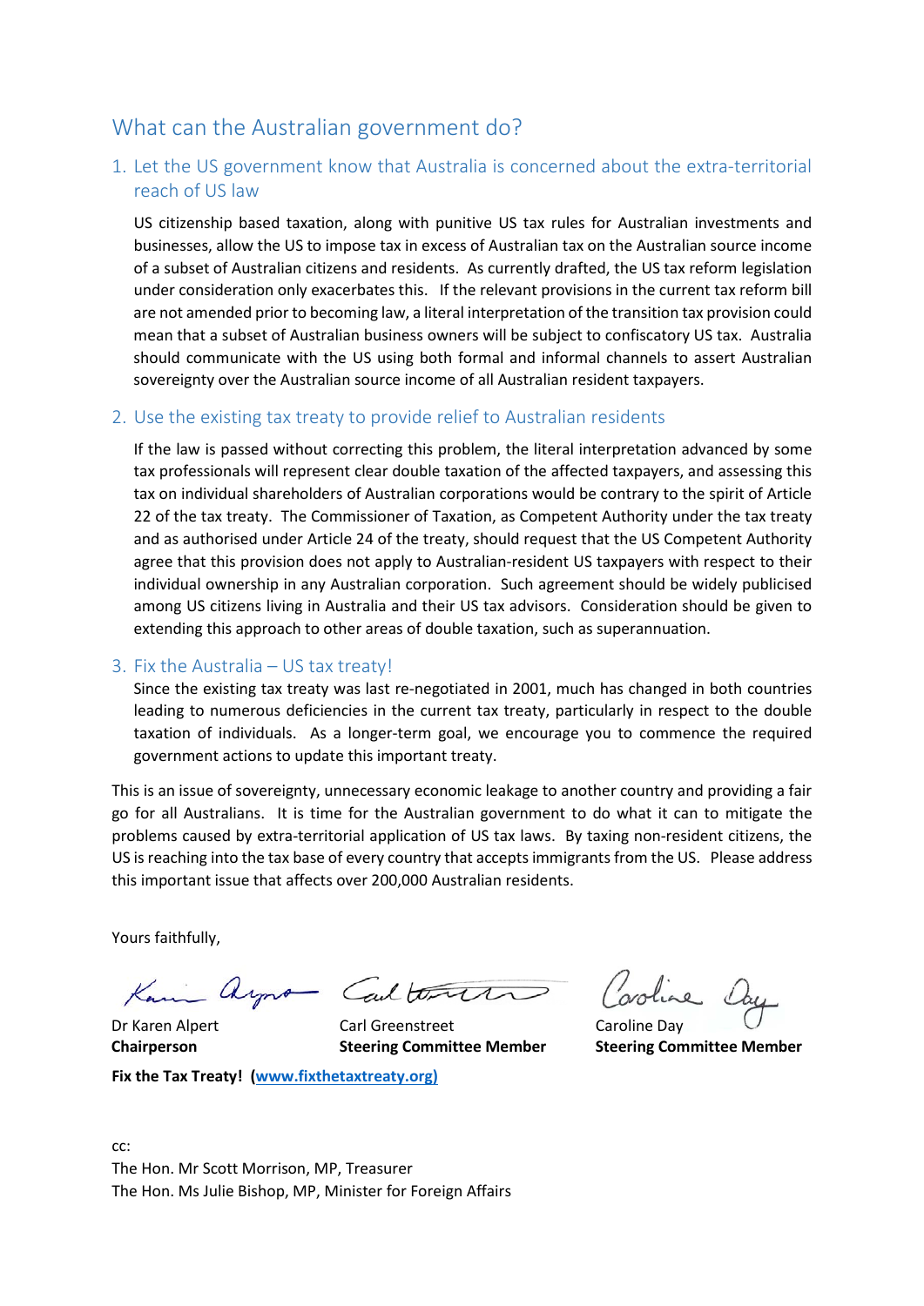## What can the Australian government do?

### 1. Let the US government know that Australia is concerned about the extra-territorial reach of US law

US citizenship based taxation, along with punitive US tax rules for Australian investments and businesses, allow the US to impose tax in excess of Australian tax on the Australian source income of a subset of Australian citizens and residents. As currently drafted, the US tax reform legislation under consideration only exacerbates this. If the relevant provisions in the current tax reform bill are not amended prior to becoming law, a literal interpretation of the transition tax provision could mean that a subset of Australian business owners will be subject to confiscatory US tax. Australia should communicate with the US using both formal and informal channels to assert Australian sovereignty over the Australian source income of all Australian resident taxpayers.

### 2. Use the existing tax treaty to provide relief to Australian residents

If the law is passed without correcting this problem, the literal interpretation advanced by some tax professionals will represent clear double taxation of the affected taxpayers, and assessing this tax on individual shareholders of Australian corporations would be contrary to the spirit of Article 22 of the tax treaty. The Commissioner of Taxation, as Competent Authority under the tax treaty and as authorised under Article 24 of the treaty, should request that the US Competent Authority agree that this provision does not apply to Australian-resident US taxpayers with respect to their individual ownership in any Australian corporation. Such agreement should be widely publicised among US citizens living in Australia and their US tax advisors. Consideration should be given to extending this approach to other areas of double taxation, such as superannuation.

### 3. Fix the Australia – US tax treaty!

Since the existing tax treaty was last re-negotiated in 2001, much has changed in both countries leading to numerous deficiencies in the current tax treaty, particularly in respect to the double taxation of individuals. As a longer-term goal, we encourage you to commence the required government actions to update this important treaty.

This is an issue of sovereignty, unnecessary economic leakage to another country and providing a fair go for all Australians. It is time for the Australian government to do what it can to mitigate the problems caused by extra-territorial application of US tax laws. By taxing non-resident citizens, the US is reaching into the tax base of every country that accepts immigrants from the US. Please address this important issue that affects over 200,000 Australian residents.

Yours faithfully,

| | | |
|---|---|---|
| Dr Karen Alpert | Carl Greenstreet | Caroline Day |
| **Chairperson** | **Steering Committee Member** | **Steering Committee Member** |

**Fix the Tax Treaty! (www.fixthetaxtreaty.org)**

cc:
The Hon. Mr Scott Morrison, MP, Treasurer
The Hon. Ms Julie Bishop, MP, Minister for Foreign Affairs